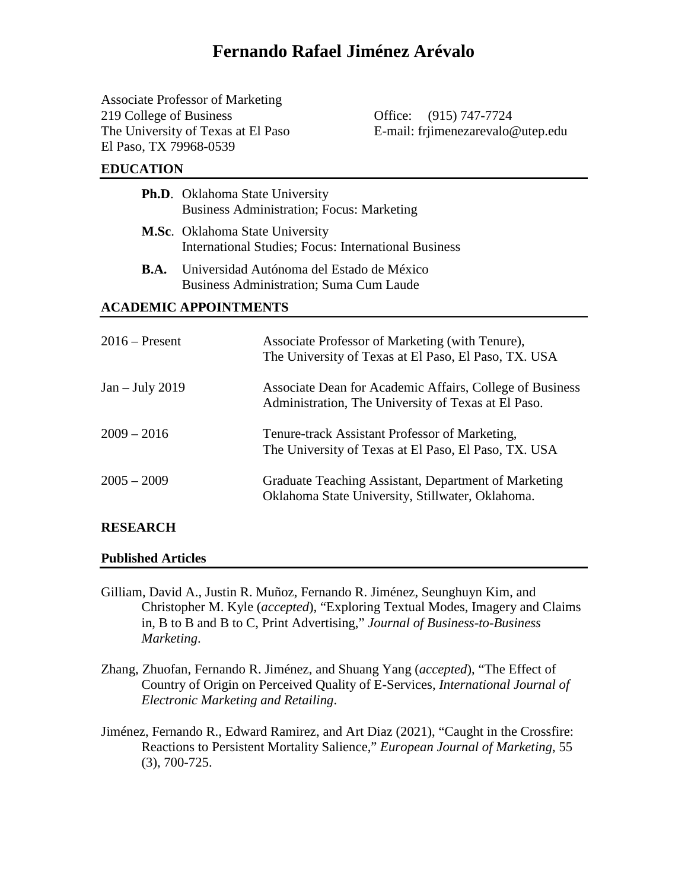# Fernando Rafael Jiménez Arévalo

Associate Professor of Marketing
219 College of Business
The University of Texas at El Paso
El Paso, TX 79968-0539

Office: (915) 747-7724
E-mail: frjimenezarevalo@utep.edu

## EDUCATION

**Ph.D**. Oklahoma State University
Business Administration; Focus: Marketing

**M.Sc**. Oklahoma State University
International Studies; Focus: International Business

**B.A.** Universidad Autónoma del Estado de México
Business Administration; Suma Cum Laude

## ACADEMIC APPOINTMENTS

2016 – Present: Associate Professor of Marketing (with Tenure), The University of Texas at El Paso, El Paso, TX. USA

Jan – July 2019: Associate Dean for Academic Affairs, College of Business Administration, The University of Texas at El Paso.

2009 – 2016: Tenure-track Assistant Professor of Marketing, The University of Texas at El Paso, El Paso, TX. USA

2005 – 2009: Graduate Teaching Assistant, Department of Marketing, Oklahoma State University, Stillwater, Oklahoma.

## RESEARCH

### Published Articles

Gilliam, David A., Justin R. Muñoz, Fernando R. Jiménez, Seunghuyn Kim, and Christopher M. Kyle (*accepted*), "Exploring Textual Modes, Imagery and Claims in, B to B and B to C, Print Advertising," *Journal of Business-to-Business Marketing*.

Zhang, Zhuofan, Fernando R. Jiménez, and Shuang Yang (*accepted*), "The Effect of Country of Origin on Perceived Quality of E-Services, *International Journal of Electronic Marketing and Retailing*.

Jiménez, Fernando R., Edward Ramirez, and Art Diaz (2021), "Caught in the Crossfire: Reactions to Persistent Mortality Salience," *European Journal of Marketing*, 55 (3), 700-725.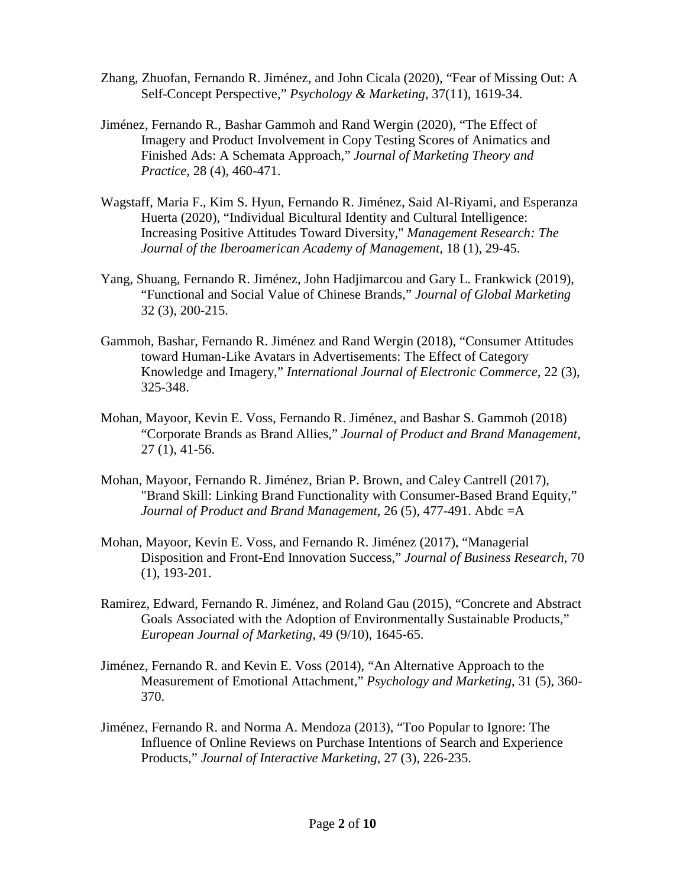Zhang, Zhuofan, Fernando R. Jiménez, and John Cicala (2020), "Fear of Missing Out: A Self-Concept Perspective," *Psychology & Marketing*, 37(11), 1619-34.

Jiménez, Fernando R., Bashar Gammoh and Rand Wergin (2020), "The Effect of Imagery and Product Involvement in Copy Testing Scores of Animatics and Finished Ads: A Schemata Approach," *Journal of Marketing Theory and Practice*, 28 (4), 460-471.

Wagstaff, Maria F., Kim S. Hyun, Fernando R. Jiménez, Said Al-Riyami, and Esperanza Huerta (2020), "Individual Bicultural Identity and Cultural Intelligence: Increasing Positive Attitudes Toward Diversity," *Management Research: The Journal of the Iberoamerican Academy of Management*, 18 (1), 29-45.

Yang, Shuang, Fernando R. Jiménez, John Hadjimarcou and Gary L. Frankwick (2019), "Functional and Social Value of Chinese Brands," *Journal of Global Marketing* 32 (3), 200-215.

Gammoh, Bashar, Fernando R. Jiménez and Rand Wergin (2018), "Consumer Attitudes toward Human-Like Avatars in Advertisements: The Effect of Category Knowledge and Imagery," *International Journal of Electronic Commerce*, 22 (3), 325-348.

Mohan, Mayoor, Kevin E. Voss, Fernando R. Jiménez, and Bashar S. Gammoh (2018) "Corporate Brands as Brand Allies," *Journal of Product and Brand Management*, 27 (1), 41-56.

Mohan, Mayoor, Fernando R. Jiménez, Brian P. Brown, and Caley Cantrell (2017), "Brand Skill: Linking Brand Functionality with Consumer-Based Brand Equity," *Journal of Product and Brand Management*, 26 (5), 477-491. Abdc =A

Mohan, Mayoor, Kevin E. Voss, and Fernando R. Jiménez (2017), "Managerial Disposition and Front-End Innovation Success," *Journal of Business Research*, 70 (1), 193-201.

Ramirez, Edward, Fernando R. Jiménez, and Roland Gau (2015), "Concrete and Abstract Goals Associated with the Adoption of Environmentally Sustainable Products," *European Journal of Marketing*, 49 (9/10), 1645-65.

Jiménez, Fernando R. and Kevin E. Voss (2014), "An Alternative Approach to the Measurement of Emotional Attachment," *Psychology and Marketing*, 31 (5), 360-370.

Jiménez, Fernando R. and Norma A. Mendoza (2013), "Too Popular to Ignore: The Influence of Online Reviews on Purchase Intentions of Search and Experience Products," *Journal of Interactive Marketing*, 27 (3), 226-235.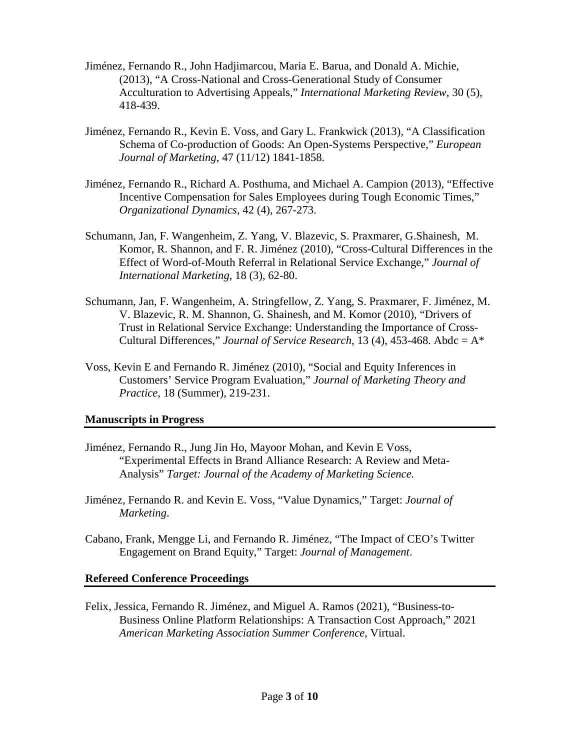Jiménez, Fernando R., John Hadjimarcou, Maria E. Barua, and Donald A. Michie, (2013), "A Cross-National and Cross-Generational Study of Consumer Acculturation to Advertising Appeals," *International Marketing Review*, 30 (5), 418-439.

Jiménez, Fernando R., Kevin E. Voss, and Gary L. Frankwick (2013), "A Classification Schema of Co-production of Goods: An Open-Systems Perspective," *European Journal of Marketing*, 47 (11/12) 1841-1858.

Jiménez, Fernando R., Richard A. Posthuma, and Michael A. Campion (2013), "Effective Incentive Compensation for Sales Employees during Tough Economic Times," *Organizational Dynamics*, 42 (4), 267-273.

Schumann, Jan, F. Wangenheim, Z. Yang, V. Blazevic, S. Praxmarer, G.Shainesh, M. Komor, R. Shannon, and F. R. Jiménez (2010), "Cross-Cultural Differences in the Effect of Word-of-Mouth Referral in Relational Service Exchange," *Journal of International Marketing*, 18 (3), 62-80.

Schumann, Jan, F. Wangenheim, A. Stringfellow, Z. Yang, S. Praxmarer, F. Jiménez, M. V. Blazevic, R. M. Shannon, G. Shainesh, and M. Komor (2010), "Drivers of Trust in Relational Service Exchange: Understanding the Importance of Cross-Cultural Differences," *Journal of Service Research*, 13 (4), 453-468. Abdc = A*

Voss, Kevin E and Fernando R. Jiménez (2010), "Social and Equity Inferences in Customers' Service Program Evaluation," *Journal of Marketing Theory and Practice*, 18 (Summer), 219-231.

## Manuscripts in Progress

Jiménez, Fernando R., Jung Jin Ho, Mayoor Mohan, and Kevin E Voss, "Experimental Effects in Brand Alliance Research: A Review and Meta-Analysis" *Target: Journal of the Academy of Marketing Science.*

Jiménez, Fernando R. and Kevin E. Voss, "Value Dynamics," Target: *Journal of Marketing*.

Cabano, Frank, Mengge Li, and Fernando R. Jiménez, "The Impact of CEO's Twitter Engagement on Brand Equity," Target: *Journal of Management*.

## Refereed Conference Proceedings

Felix, Jessica, Fernando R. Jiménez, and Miguel A. Ramos (2021), "Business-to-Business Online Platform Relationships: A Transaction Cost Approach," 2021 *American Marketing Association Summer Conference*, Virtual.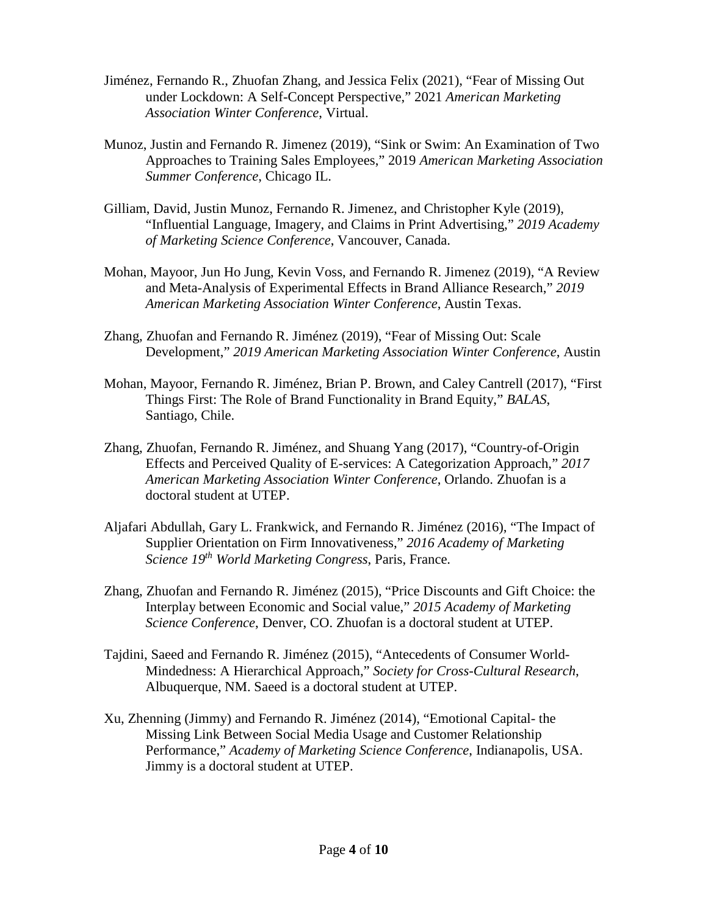Jiménez, Fernando R., Zhuofan Zhang, and Jessica Felix (2021), "Fear of Missing Out under Lockdown: A Self-Concept Perspective," 2021 *American Marketing Association Winter Conference*, Virtual.

Munoz, Justin and Fernando R. Jimenez (2019), "Sink or Swim: An Examination of Two Approaches to Training Sales Employees," 2019 *American Marketing Association Summer Conference*, Chicago IL.

Gilliam, David, Justin Munoz, Fernando R. Jimenez, and Christopher Kyle (2019), "Influential Language, Imagery, and Claims in Print Advertising," *2019 Academy of Marketing Science Conference*, Vancouver, Canada.

Mohan, Mayoor, Jun Ho Jung, Kevin Voss, and Fernando R. Jimenez (2019), "A Review and Meta-Analysis of Experimental Effects in Brand Alliance Research," *2019 American Marketing Association Winter Conference*, Austin Texas.

Zhang, Zhuofan and Fernando R. Jiménez (2019), "Fear of Missing Out: Scale Development," *2019 American Marketing Association Winter Conference*, Austin

Mohan, Mayoor, Fernando R. Jiménez, Brian P. Brown, and Caley Cantrell (2017), "First Things First: The Role of Brand Functionality in Brand Equity," *BALAS*, Santiago, Chile.

Zhang, Zhuofan, Fernando R. Jiménez, and Shuang Yang (2017), "Country-of-Origin Effects and Perceived Quality of E-services: A Categorization Approach," *2017 American Marketing Association Winter Conference*, Orlando. Zhuofan is a doctoral student at UTEP.

Aljafari Abdullah, Gary L. Frankwick, and Fernando R. Jiménez (2016), "The Impact of Supplier Orientation on Firm Innovativeness," *2016 Academy of Marketing Science 19th World Marketing Congress*, Paris, France.

Zhang, Zhuofan and Fernando R. Jiménez (2015), "Price Discounts and Gift Choice: the Interplay between Economic and Social value," *2015 Academy of Marketing Science Conference*, Denver, CO. Zhuofan is a doctoral student at UTEP.

Tajdini, Saeed and Fernando R. Jiménez (2015), "Antecedents of Consumer World-Mindedness: A Hierarchical Approach," *Society for Cross-Cultural Research*, Albuquerque, NM. Saeed is a doctoral student at UTEP.

Xu, Zhenning (Jimmy) and Fernando R. Jiménez (2014), "Emotional Capital- the Missing Link Between Social Media Usage and Customer Relationship Performance," *Academy of Marketing Science Conference*, Indianapolis, USA. Jimmy is a doctoral student at UTEP.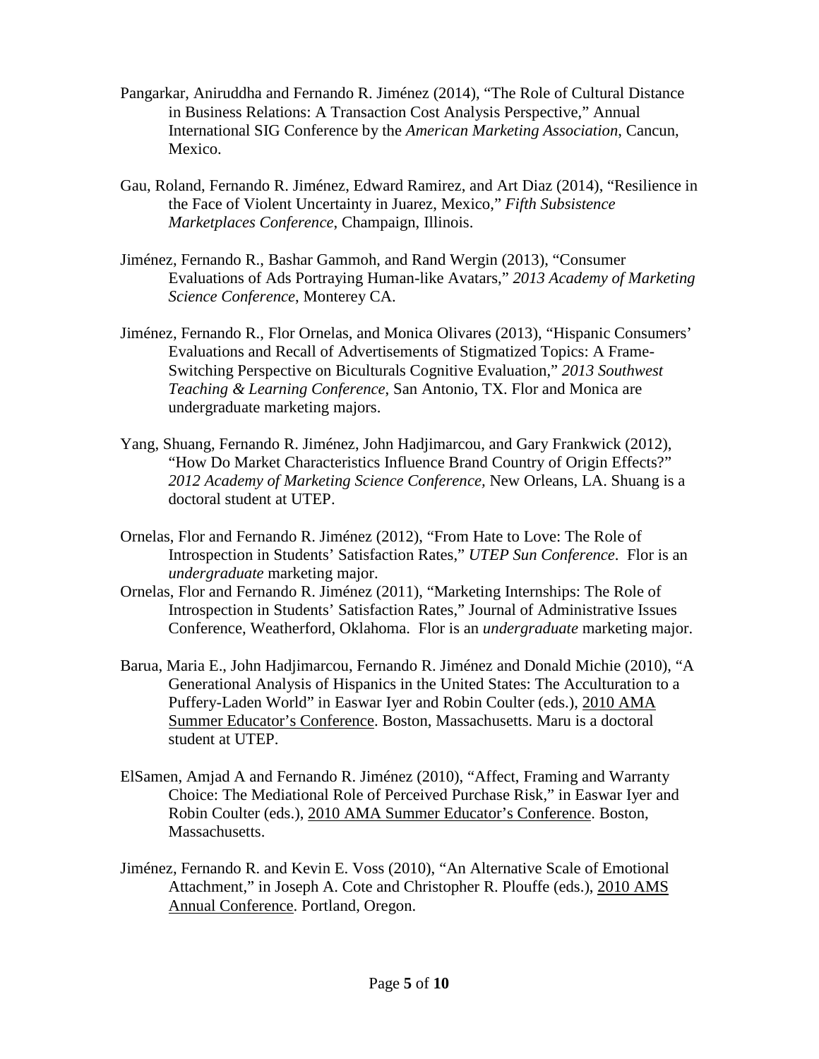Pangarkar, Aniruddha and Fernando R. Jiménez (2014), "The Role of Cultural Distance in Business Relations: A Transaction Cost Analysis Perspective," Annual International SIG Conference by the *American Marketing Association*, Cancun, Mexico.

Gau, Roland, Fernando R. Jiménez, Edward Ramirez, and Art Diaz (2014), "Resilience in the Face of Violent Uncertainty in Juarez, Mexico," *Fifth Subsistence Marketplaces Conference*, Champaign, Illinois.

Jiménez, Fernando R., Bashar Gammoh, and Rand Wergin (2013), "Consumer Evaluations of Ads Portraying Human-like Avatars," *2013 Academy of Marketing Science Conference*, Monterey CA.

Jiménez, Fernando R., Flor Ornelas, and Monica Olivares (2013), "Hispanic Consumers' Evaluations and Recall of Advertisements of Stigmatized Topics: A Frame-Switching Perspective on Biculturals Cognitive Evaluation," *2013 Southwest Teaching & Learning Conference*, San Antonio, TX. Flor and Monica are undergraduate marketing majors.

Yang, Shuang, Fernando R. Jiménez, John Hadjimarcou, and Gary Frankwick (2012), "How Do Market Characteristics Influence Brand Country of Origin Effects?" *2012 Academy of Marketing Science Conference*, New Orleans, LA. Shuang is a doctoral student at UTEP.

Ornelas, Flor and Fernando R. Jiménez (2012), "From Hate to Love: The Role of Introspection in Students' Satisfaction Rates," *UTEP Sun Conference*. Flor is an *undergraduate* marketing major.

Ornelas, Flor and Fernando R. Jiménez (2011), "Marketing Internships: The Role of Introspection in Students' Satisfaction Rates," Journal of Administrative Issues Conference, Weatherford, Oklahoma. Flor is an *undergraduate* marketing major.

Barua, Maria E., John Hadjimarcou, Fernando R. Jiménez and Donald Michie (2010), "A Generational Analysis of Hispanics in the United States: The Acculturation to a Puffery-Laden World" in Easwar Iyer and Robin Coulter (eds.), <u>2010 AMA Summer Educator's Conference</u>. Boston, Massachusetts. Maru is a doctoral student at UTEP.

ElSamen, Amjad A and Fernando R. Jiménez (2010), "Affect, Framing and Warranty Choice: The Mediational Role of Perceived Purchase Risk," in Easwar Iyer and Robin Coulter (eds.), <u>2010 AMA Summer Educator's Conference</u>. Boston, Massachusetts.

Jiménez, Fernando R. and Kevin E. Voss (2010), "An Alternative Scale of Emotional Attachment," in Joseph A. Cote and Christopher R. Plouffe (eds.), <u>2010 AMS Annual Conference</u>. Portland, Oregon.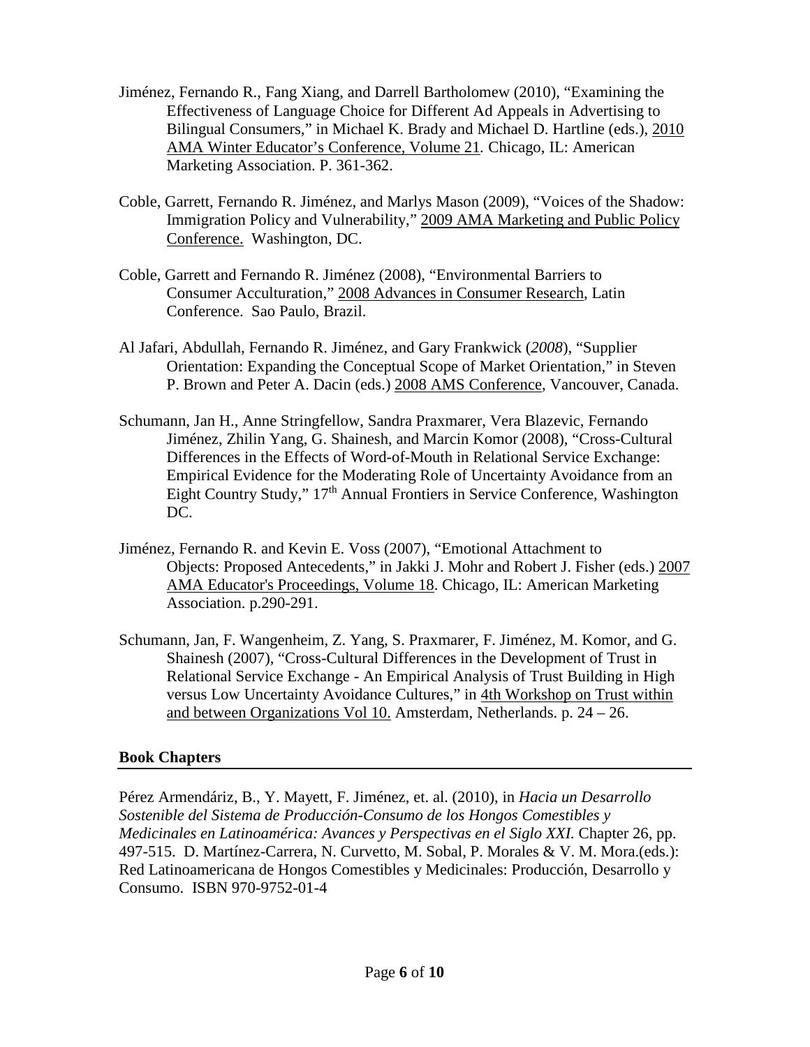Jiménez, Fernando R., Fang Xiang, and Darrell Bartholomew (2010), "Examining the Effectiveness of Language Choice for Different Ad Appeals in Advertising to Bilingual Consumers," in Michael K. Brady and Michael D. Hartline (eds.), 2010 AMA Winter Educator's Conference, Volume 21. Chicago, IL: American Marketing Association. P. 361-362.

Coble, Garrett, Fernando R. Jiménez, and Marlys Mason (2009), "Voices of the Shadow: Immigration Policy and Vulnerability," 2009 AMA Marketing and Public Policy Conference. Washington, DC.

Coble, Garrett and Fernando R. Jiménez (2008), "Environmental Barriers to Consumer Acculturation," 2008 Advances in Consumer Research, Latin Conference. Sao Paulo, Brazil.

Al Jafari, Abdullah, Fernando R. Jiménez, and Gary Frankwick (*2008*), "Supplier Orientation: Expanding the Conceptual Scope of Market Orientation," in Steven P. Brown and Peter A. Dacin (eds.) 2008 AMS Conference, Vancouver, Canada.

Schumann, Jan H., Anne Stringfellow, Sandra Praxmarer, Vera Blazevic, Fernando Jiménez, Zhilin Yang, G. Shainesh, and Marcin Komor (2008), "Cross-Cultural Differences in the Effects of Word-of-Mouth in Relational Service Exchange: Empirical Evidence for the Moderating Role of Uncertainty Avoidance from an Eight Country Study," 17th Annual Frontiers in Service Conference, Washington DC.

Jiménez, Fernando R. and Kevin E. Voss (2007), "Emotional Attachment to Objects: Proposed Antecedents," in Jakki J. Mohr and Robert J. Fisher (eds.) 2007 AMA Educator's Proceedings, Volume 18. Chicago, IL: American Marketing Association. p.290-291.

Schumann, Jan, F. Wangenheim, Z. Yang, S. Praxmarer, F. Jiménez, M. Komor, and G. Shainesh (2007), "Cross-Cultural Differences in the Development of Trust in Relational Service Exchange - An Empirical Analysis of Trust Building in High versus Low Uncertainty Avoidance Cultures," in 4th Workshop on Trust within and between Organizations Vol 10. Amsterdam, Netherlands. p. 24 – 26.

## Book Chapters

Pérez Armendáriz, B., Y. Mayett, F. Jiménez, et. al. (2010), in *Hacia un Desarrollo Sostenible del Sistema de Producción-Consumo de los Hongos Comestibles y Medicinales en Latinoamérica: Avances y Perspectivas en el Siglo XXI.* Chapter 26, pp. 497-515. D. Martínez-Carrera, N. Curvetto, M. Sobal, P. Morales & V. M. Mora.(eds.): Red Latinoamericana de Hongos Comestibles y Medicinales: Producción, Desarrollo y Consumo. ISBN 970-9752-01-4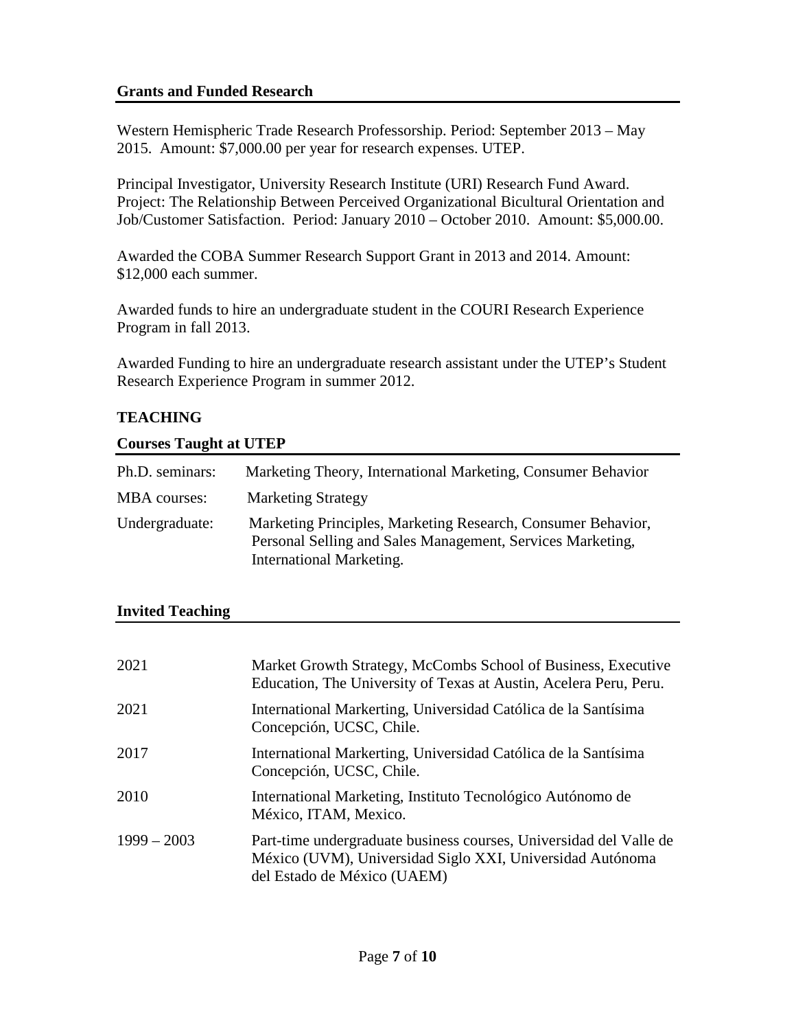## Grants and Funded Research

Western Hemispheric Trade Research Professorship. Period: September 2013 – May 2015. Amount: $7,000.00 per year for research expenses. UTEP.

Principal Investigator, University Research Institute (URI) Research Fund Award. Project: The Relationship Between Perceived Organizational Bicultural Orientation and Job/Customer Satisfaction. Period: January 2010 – October 2010. Amount: $5,000.00.

Awarded the COBA Summer Research Support Grant in 2013 and 2014. Amount: $12,000 each summer.

Awarded funds to hire an undergraduate student in the COURI Research Experience Program in fall 2013.

Awarded Funding to hire an undergraduate research assistant under the UTEP's Student Research Experience Program in summer 2012.

# TEACHING

## Courses Taught at UTEP

| | |
|---|---|
| Ph.D. seminars: | Marketing Theory, International Marketing, Consumer Behavior |
| MBA courses: | Marketing Strategy |
| Undergraduate: | Marketing Principles, Marketing Research, Consumer Behavior, Personal Selling and Sales Management, Services Marketing, International Marketing. |

## Invited Teaching

| | |
|---|---|
| 2021 | Market Growth Strategy, McCombs School of Business, Executive Education, The University of Texas at Austin, Acelera Peru, Peru. |
| 2021 | International Markerting, Universidad Católica de la Santísima Concepción, UCSC, Chile. |
| 2017 | International Markerting, Universidad Católica de la Santísima Concepción, UCSC, Chile. |
| 2010 | International Marketing, Instituto Tecnológico Autónomo de México, ITAM, Mexico. |
| 1999 – 2003 | Part-time undergraduate business courses, Universidad del Valle de México (UVM), Universidad Siglo XXI, Universidad Autónoma del Estado de México (UAEM) |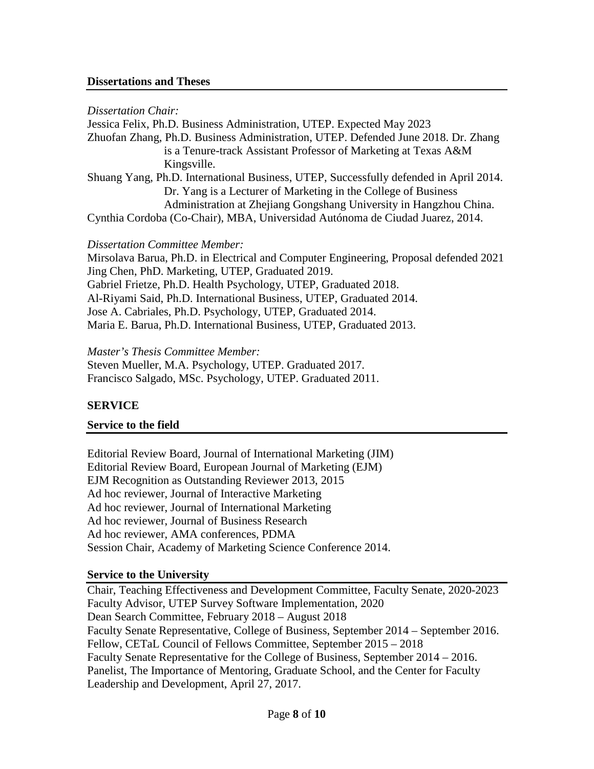### Dissertations and Theses

*Dissertation Chair:*

Jessica Felix, Ph.D. Business Administration, UTEP. Expected May 2023

Zhuofan Zhang, Ph.D. Business Administration, UTEP. Defended June 2018. Dr. Zhang is a Tenure-track Assistant Professor of Marketing at Texas A&M Kingsville.

Shuang Yang, Ph.D. International Business, UTEP, Successfully defended in April 2014. Dr. Yang is a Lecturer of Marketing in the College of Business Administration at Zhejiang Gongshang University in Hangzhou China.

Cynthia Cordoba (Co-Chair), MBA, Universidad Autónoma de Ciudad Juarez, 2014.

*Dissertation Committee Member:*

Mirsolava Barua, Ph.D. in Electrical and Computer Engineering, Proposal defended 2021

Jing Chen, PhD. Marketing, UTEP, Graduated 2019.

Gabriel Frietze, Ph.D. Health Psychology, UTEP, Graduated 2018.

Al-Riyami Said, Ph.D. International Business, UTEP, Graduated 2014.

Jose A. Cabriales, Ph.D. Psychology, UTEP, Graduated 2014.

Maria E. Barua, Ph.D. International Business, UTEP, Graduated 2013.

*Master's Thesis Committee Member:*

Steven Mueller, M.A. Psychology, UTEP. Graduated 2017.

Francisco Salgado, MSc. Psychology, UTEP. Graduated 2011.

## SERVICE

### Service to the field

Editorial Review Board, Journal of International Marketing (JIM)

Editorial Review Board, European Journal of Marketing (EJM)

EJM Recognition as Outstanding Reviewer 2013, 2015

Ad hoc reviewer, Journal of Interactive Marketing

Ad hoc reviewer, Journal of International Marketing

Ad hoc reviewer, Journal of Business Research

Ad hoc reviewer, AMA conferences, PDMA

Session Chair, Academy of Marketing Science Conference 2014.

### Service to the University

Chair, Teaching Effectiveness and Development Committee, Faculty Senate, 2020-2023

Faculty Advisor, UTEP Survey Software Implementation, 2020

Dean Search Committee, February 2018 – August 2018

Faculty Senate Representative, College of Business, September 2014 – September 2016.

Fellow, CETaL Council of Fellows Committee, September 2015 – 2018

Faculty Senate Representative for the College of Business, September 2014 – 2016.

Panelist, The Importance of Mentoring, Graduate School, and the Center for Faculty Leadership and Development, April 27, 2017.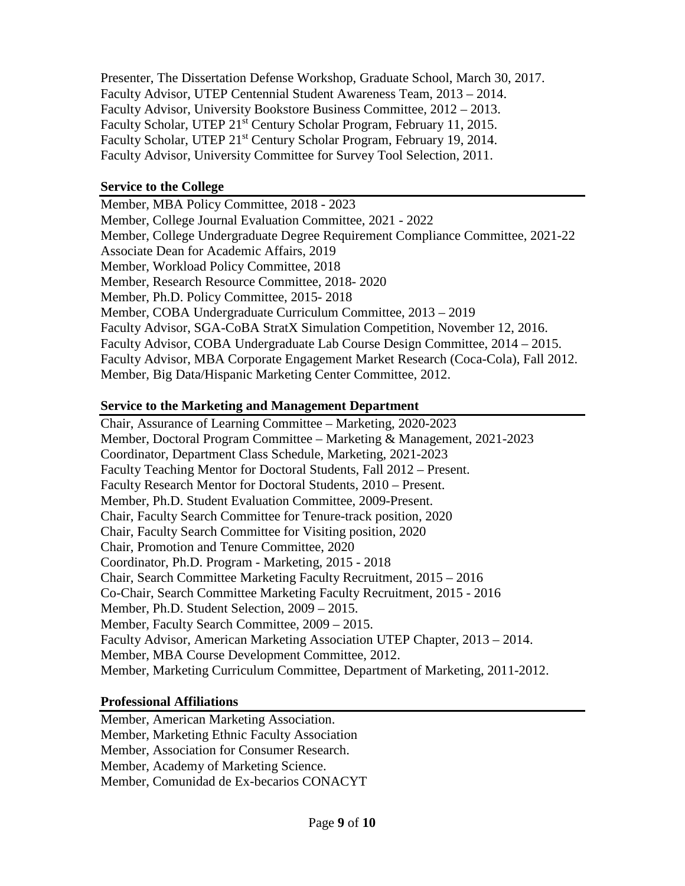Presenter, The Dissertation Defense Workshop, Graduate School, March 30, 2017.
Faculty Advisor, UTEP Centennial Student Awareness Team, 2013 – 2014.
Faculty Advisor, University Bookstore Business Committee, 2012 – 2013.
Faculty Scholar, UTEP 21st Century Scholar Program, February 11, 2015.
Faculty Scholar, UTEP 21st Century Scholar Program, February 19, 2014.
Faculty Advisor, University Committee for Survey Tool Selection, 2011.

### Service to the College

Member, MBA Policy Committee, 2018 - 2023
Member, College Journal Evaluation Committee, 2021 - 2022
Member, College Undergraduate Degree Requirement Compliance Committee, 2021-22
Associate Dean for Academic Affairs, 2019
Member, Workload Policy Committee, 2018
Member, Research Resource Committee, 2018- 2020
Member, Ph.D. Policy Committee, 2015- 2018
Member, COBA Undergraduate Curriculum Committee, 2013 – 2019
Faculty Advisor, SGA-CoBA StratX Simulation Competition, November 12, 2016.
Faculty Advisor, COBA Undergraduate Lab Course Design Committee, 2014 – 2015.
Faculty Advisor, MBA Corporate Engagement Market Research (Coca-Cola), Fall 2012.
Member, Big Data/Hispanic Marketing Center Committee, 2012.

### Service to the Marketing and Management Department

Chair, Assurance of Learning Committee – Marketing, 2020-2023
Member, Doctoral Program Committee – Marketing & Management, 2021-2023
Coordinator, Department Class Schedule, Marketing, 2021-2023
Faculty Teaching Mentor for Doctoral Students, Fall 2012 – Present.
Faculty Research Mentor for Doctoral Students, 2010 – Present.
Member, Ph.D. Student Evaluation Committee, 2009-Present.
Chair, Faculty Search Committee for Tenure-track position, 2020
Chair, Faculty Search Committee for Visiting position, 2020
Chair, Promotion and Tenure Committee, 2020
Coordinator, Ph.D. Program - Marketing, 2015 - 2018
Chair, Search Committee Marketing Faculty Recruitment, 2015 – 2016
Co-Chair, Search Committee Marketing Faculty Recruitment, 2015 - 2016
Member, Ph.D. Student Selection, 2009 – 2015.
Member, Faculty Search Committee, 2009 – 2015.
Faculty Advisor, American Marketing Association UTEP Chapter, 2013 – 2014.
Member, MBA Course Development Committee, 2012.
Member, Marketing Curriculum Committee, Department of Marketing, 2011-2012.

### Professional Affiliations

Member, American Marketing Association.
Member, Marketing Ethnic Faculty Association
Member, Association for Consumer Research.
Member, Academy of Marketing Science.
Member, Comunidad de Ex-becarios CONACYT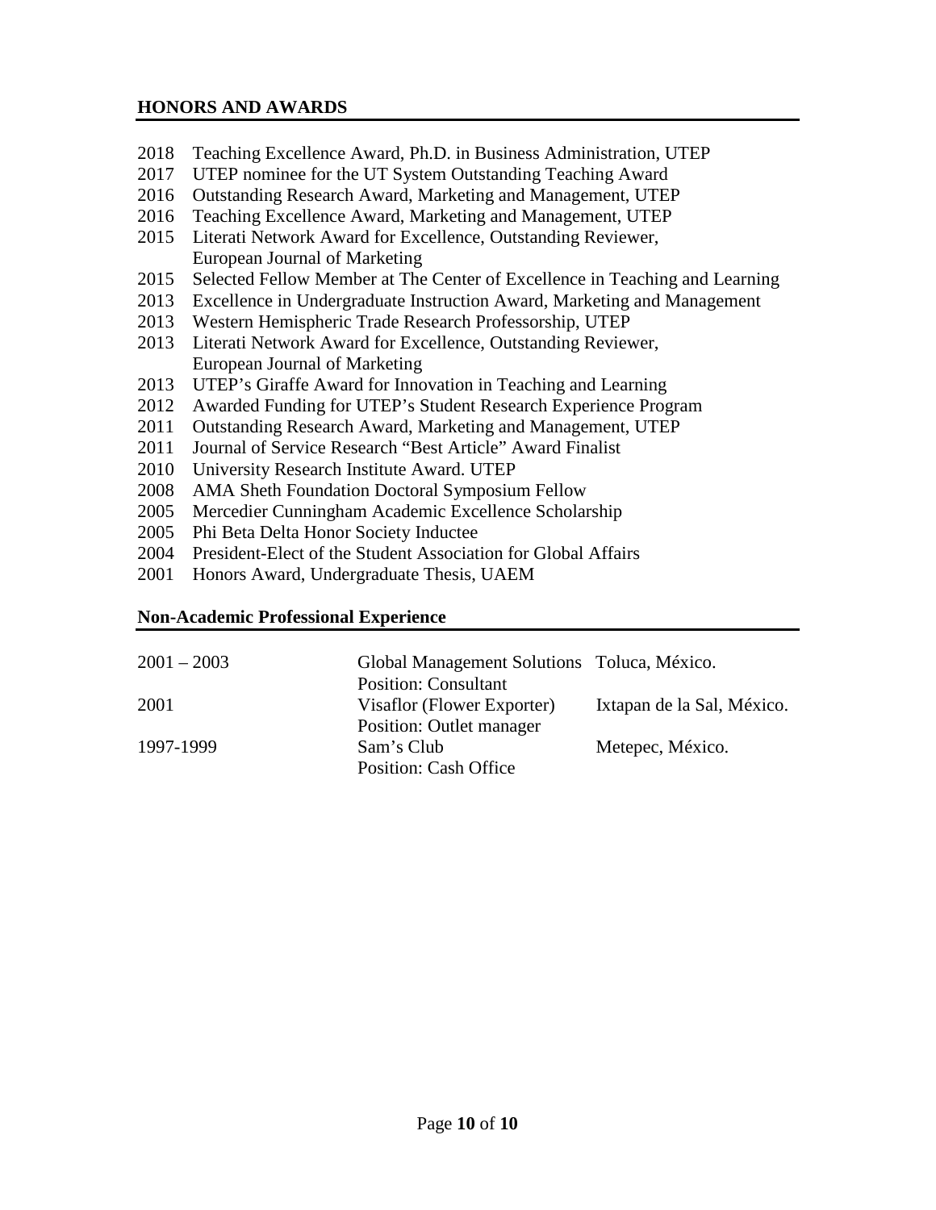## HONORS AND AWARDS

2018 Teaching Excellence Award, Ph.D. in Business Administration, UTEP
2017 UTEP nominee for the UT System Outstanding Teaching Award
2016 Outstanding Research Award, Marketing and Management, UTEP
2016 Teaching Excellence Award, Marketing and Management, UTEP
2015 Literati Network Award for Excellence, Outstanding Reviewer, European Journal of Marketing
2015 Selected Fellow Member at The Center of Excellence in Teaching and Learning
2013 Excellence in Undergraduate Instruction Award, Marketing and Management
2013 Western Hemispheric Trade Research Professorship, UTEP
2013 Literati Network Award for Excellence, Outstanding Reviewer, European Journal of Marketing
2013 UTEP's Giraffe Award for Innovation in Teaching and Learning
2012 Awarded Funding for UTEP's Student Research Experience Program
2011 Outstanding Research Award, Marketing and Management, UTEP
2011 Journal of Service Research "Best Article" Award Finalist
2010 University Research Institute Award. UTEP
2008 AMA Sheth Foundation Doctoral Symposium Fellow
2005 Mercedier Cunningham Academic Excellence Scholarship
2005 Phi Beta Delta Honor Society Inductee
2004 President-Elect of the Student Association for Global Affairs
2001 Honors Award, Undergraduate Thesis, UAEM

## Non-Academic Professional Experience

| | | |
|---|---|---|
| 2001 – 2003 | Global Management Solutions<br>Position: Consultant | Toluca, México. |
| 2001 | Visaflor (Flower Exporter)<br>Position: Outlet manager | Ixtapan de la Sal, México. |
| 1997-1999 | Sam's Club<br>Position: Cash Office | Metepec, México. |